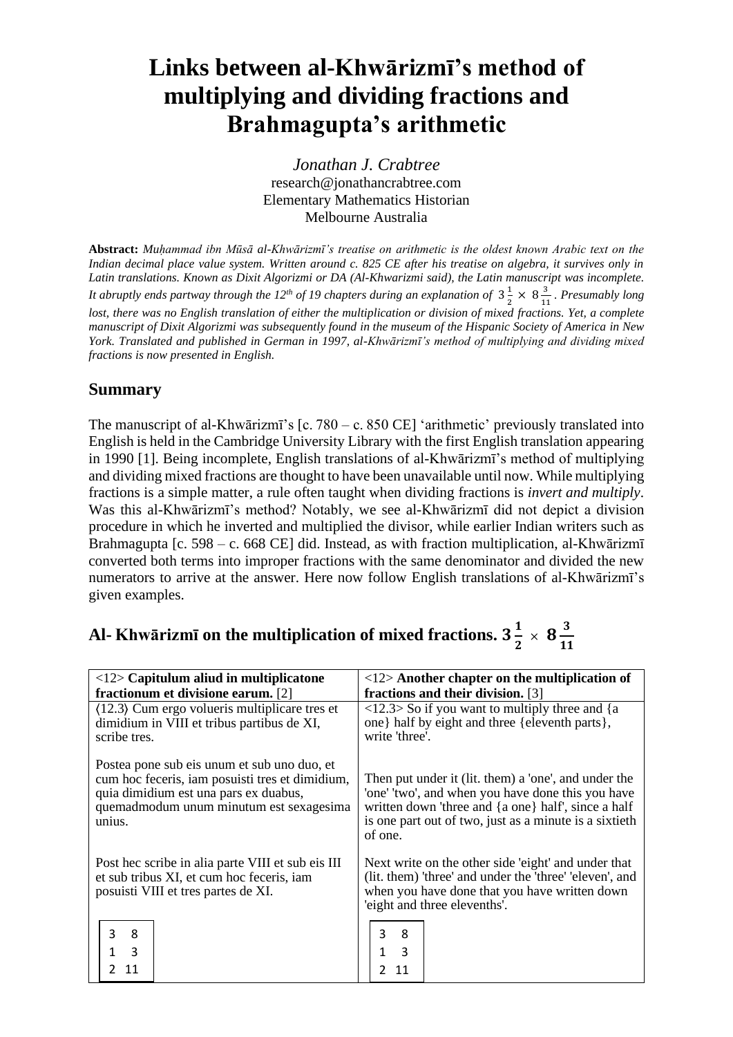# Links between al-Khwārizmī's method of multiplying and dividing fractions and Brahmagupta's arithmetic

*Jonathan J. Crabtree*
research@jonathancrabtree.com
Elementary Mathematics Historian
Melbourne Australia

**Abstract:** *Muḥammad ibn Mūsā al-Khwārizmī's treatise on arithmetic is the oldest known Arabic text on the Indian decimal place value system. Written around c. 825 CE after his treatise on algebra, it survives only in Latin translations. Known as Dixit Algorizmi or DA (Al-Khwarizmi said), the Latin manuscript was incomplete. It abruptly ends partway through the 12th of 19 chapters during an explanation of* $3\frac{1}{2} \times 8\frac{3}{11}$. *Presumably long lost, there was no English translation of either the multiplication or division of mixed fractions. Yet, a complete manuscript of Dixit Algorizmi was subsequently found in the museum of the Hispanic Society of America in New York. Translated and published in German in 1997, al-Khwārizmī's method of multiplying and dividing mixed fractions is now presented in English.*

## Summary

The manuscript of al-Khwārizmī's [c. 780 – c. 850 CE] 'arithmetic' previously translated into English is held in the Cambridge University Library with the first English translation appearing in 1990 [1]. Being incomplete, English translations of al-Khwārizmī's method of multiplying and dividing mixed fractions are thought to have been unavailable until now. While multiplying fractions is a simple matter, a rule often taught when dividing fractions is *invert and multiply*. Was this al-Khwārizmī's method? Notably, we see al-Khwārizmī did not depict a division procedure in which he inverted and multiplied the divisor, while earlier Indian writers such as Brahmagupta [c. 598 – c. 668 CE] did. Instead, as with fraction multiplication, al-Khwārizmī converted both terms into improper fractions with the same denominator and divided the new numerators to arrive at the answer. Here now follow English translations of al-Khwārizmī's given examples.

## Al- Khwārizmī on the multiplication of mixed fractions. $3\frac{1}{2} \times 8\frac{3}{11}$

| <12> **Capitulum aliud in multiplicatone fractionum et divisione earum.** [2] | <12> **Another chapter on the multiplication of fractions and their division.** [3] |
|---|---|
| ⟨12.3⟩ Cum ergo volueris multiplicare tres et dimidium in VIII et tribus partibus de XI, scribe tres. | <12.3> So if you want to multiply three and {a one} half by eight and three {eleventh parts}, write 'three'. |
| Postea pone sub eis unum et sub uno duo, et cum hoc feceris, iam posuisti tres et dimidium, quia dimidium est una pars ex duabus, quemadmodum unum minutum est sexagesima unius. | Then put under it (lit. them) a 'one', and under the 'one' 'two', and when you have done this you have written down 'three and {a one} half', since a half is one part out of two, just as a minute is a sixtieth of one. |
| Post hec scribe in alia parte VIII et sub eis III et sub tribus XI, et cum hoc feceris, iam posuisti VIII et tres partes de XI. | Next write on the other side 'eight' and under that (lit. them) 'three' and under the 'three' 'eleven', and when you have done that you have written down 'eight and three elevenths'. |
| 3 8<br>1 3<br>2 11 | 3 8<br>1 3<br>2 11 |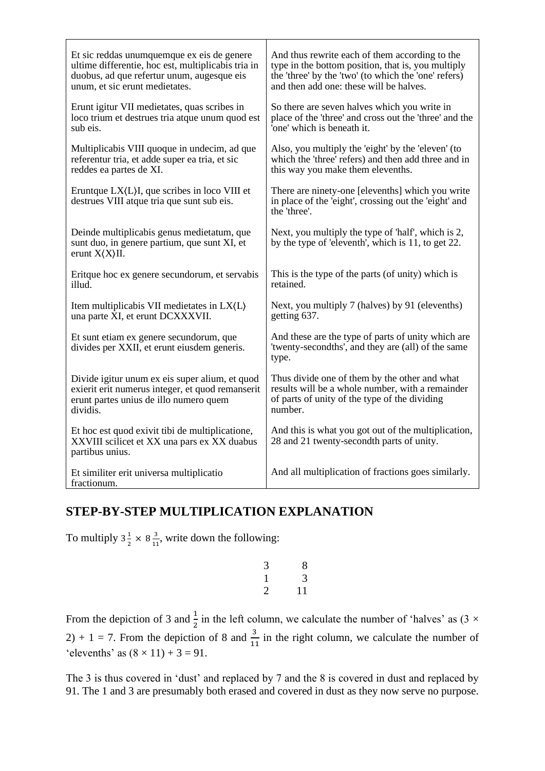| | |
|---|---|
| Et sic reddas unumquemque ex eis de genere ultime differentie, hoc est, multiplicabis tria in duobus, ad que refertur unum, augesque eis unum, et sic erunt medietates. | And thus rewrite each of them according to the type in the bottom position, that is, you multiply the 'three' by the 'two' (to which the 'one' refers) and then add one: these will be halves. |
| Erunt igitur VII medietates, quas scribes in loco trium et destrues tria atque unum quod est sub eis. | So there are seven halves which you write in place of the 'three' and cross out the 'three' and the 'one' which is beneath it. |
| Multiplicabis VIII quoque in undecim, ad que referentur tria, et adde super ea tria, et sic reddes ea partes de XI. | Also, you multiply the 'eight' by the 'eleven' (to which the 'three' refers) and then add three and in this way you make them elevenths. |
| Eruntque LX⟨L⟩I, que scribes in loco VIII et destrues VIII atque tria que sunt sub eis. | There are ninety-one [elevenths] which you write in place of the 'eight', crossing out the 'eight' and the 'three'. |
| Deinde multiplicabis genus medietatum, que sunt duo, in genere partium, que sunt XI, et erunt X⟨X⟩II. | Next, you multiply the type of 'half', which is 2, by the type of 'eleventh', which is 11, to get 22. |
| Eritque hoc ex genere secundorum, et servabis illud. | This is the type of the parts (of unity) which is retained. |
| Item multiplicabis VII medietates in LX⟨L⟩ una parte XI, et erunt DCXXXVII. | Next, you multiply 7 (halves) by 91 (elevenths) getting 637. |
| Et sunt etiam ex genere secundorum, que divides per XXII, et erunt eiusdem generis. | And these are the type of parts of unity which are 'twenty-secondths', and they are (all) of the same type. |
| Divide igitur unum ex eis super alium, et quod exierit erit numerus integer, et quod remanserit erunt partes unius de illo numero quem dividis. | Thus divide one of them by the other and what results will be a whole number, with a remainder of parts of unity of the type of the dividing number. |
| Et hoc est quod exivit tibi de multiplicatione, XXVIII scilicet et XX una pars ex XX duabus partibus unius. | And this is what you got out of the multiplication, 28 and 21 twenty-secondth parts of unity. |
| Et similiter erit universa multiplicatio fractionum. | And all multiplication of fractions goes similarly. |

## STEP-BY-STEP MULTIPLICATION EXPLANATION

To multiply $3\frac{1}{2} \times 8\frac{3}{11}$, write down the following:

$$\begin{array}{cc} 3 & 8 \\ 1 & 3 \\ 2 & 11 \end{array}$$

From the depiction of 3 and $\frac{1}{2}$ in the left column, we calculate the number of 'halves' as $(3 \times 2) + 1 = 7$. From the depiction of 8 and $\frac{3}{11}$ in the right column, we calculate the number of 'elevenths' as $(8 \times 11) + 3 = 91$.

The 3 is thus covered in 'dust' and replaced by 7 and the 8 is covered in dust and replaced by 91. The 1 and 3 are presumably both erased and covered in dust as they now serve no purpose.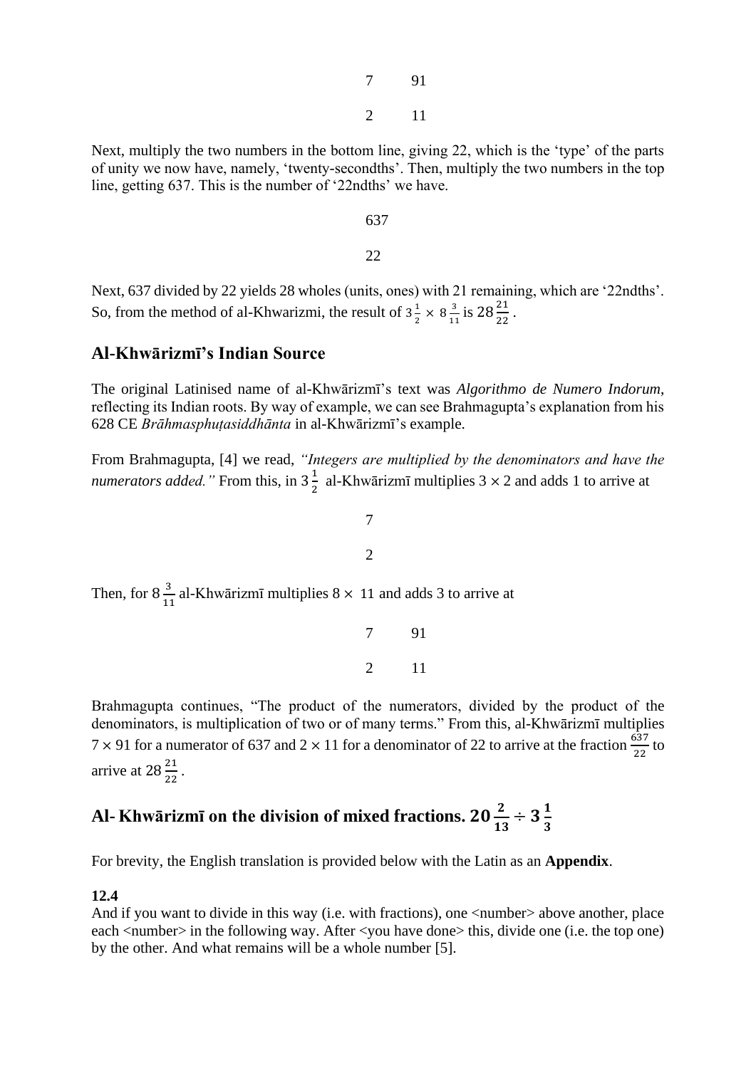$$\begin{matrix} 7 & 91 \\ 2 & 11 \end{matrix}$$

Next, multiply the two numbers in the bottom line, giving 22, which is the 'type' of the parts of unity we now have, namely, 'twenty-secondths'. Then, multiply the two numbers in the top line, getting 637. This is the number of '22ndths' we have.

$$\begin{matrix} 637 \\ 22 \end{matrix}$$

Next, 637 divided by 22 yields 28 wholes (units, ones) with 21 remaining, which are '22ndths'. So, from the method of al-Khwarizmi, the result of $3\frac{1}{2} \times 8\frac{3}{11}$ is $28\frac{21}{22}$.

## Al-Khwārizmī's Indian Source

The original Latinised name of al-Khwārizmī's text was *Algorithmo de Numero Indorum*, reflecting its Indian roots. By way of example, we can see Brahmagupta's explanation from his 628 CE *Brāhmasphuṭasiddhānta* in al-Khwārizmī's example.

From Brahmagupta, [4] we read, *"Integers are multiplied by the denominators and have the numerators added."* From this, in $3\frac{1}{2}$ al-Khwārizmī multiplies $3 \times 2$ and adds 1 to arrive at

$$\begin{matrix} 7 \\ 2 \end{matrix}$$

Then, for $8\frac{3}{11}$ al-Khwārizmī multiplies $8 \times 11$ and adds 3 to arrive at

$$\begin{matrix} 7 & 91 \\ 2 & 11 \end{matrix}$$

Brahmagupta continues, "The product of the numerators, divided by the product of the denominators, is multiplication of two or of many terms." From this, al-Khwārizmī multiplies $7 \times 91$ for a numerator of 637 and $2 \times 11$ for a denominator of 22 to arrive at the fraction $\frac{637}{22}$ to arrive at $28\frac{21}{22}$.

## Al- Khwārizmī on the division of mixed fractions. $20\frac{2}{13} \div 3\frac{1}{3}$

For brevity, the English translation is provided below with the Latin as an **Appendix**.

**12.4**
And if you want to divide in this way (i.e. with fractions), one <number> above another, place each <number> in the following way. After <you have done> this, divide one (i.e. the top one) by the other. And what remains will be a whole number [5].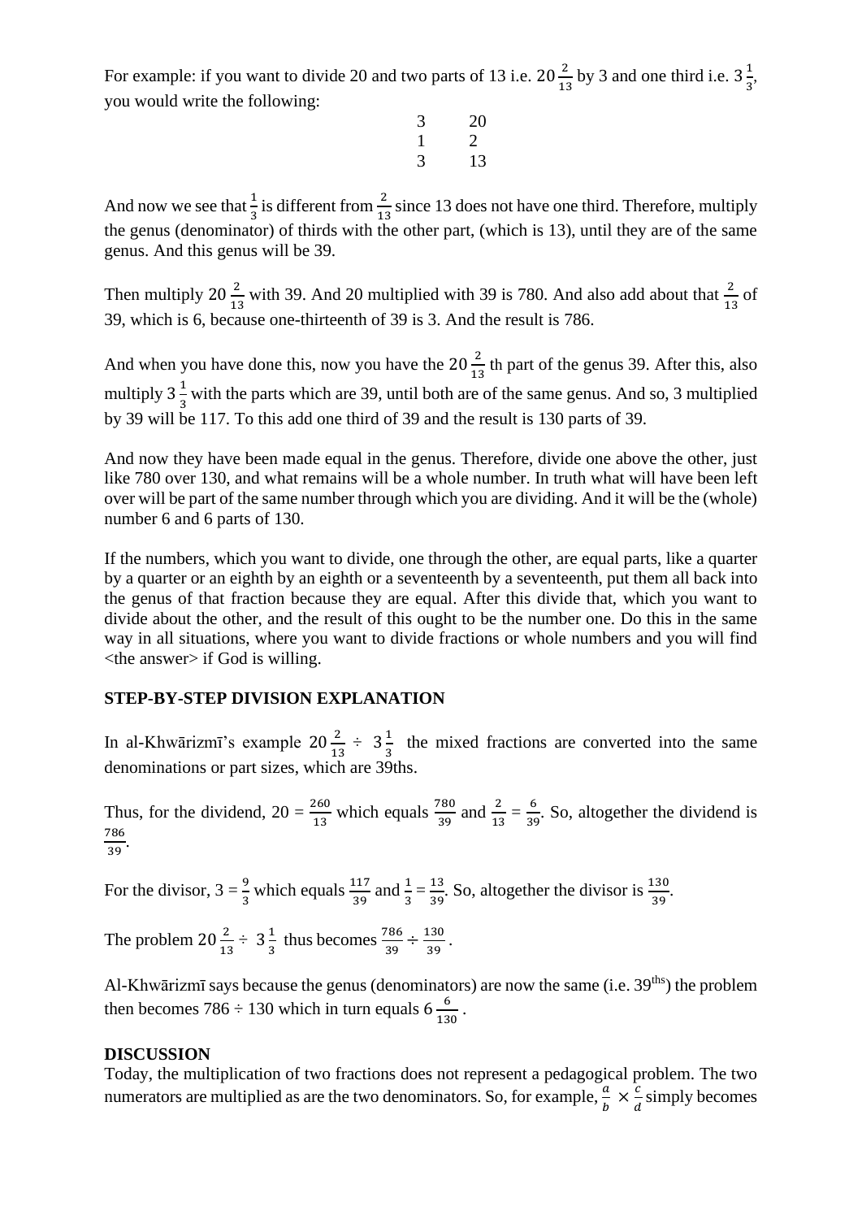For example: if you want to divide 20 and two parts of 13 i.e. $20\frac{2}{13}$ by 3 and one third i.e. $3\frac{1}{3}$, you would write the following:

| | |
|---|---|
| 3 | 20 |
| 1 | 2 |
| 3 | 13 |

And now we see that $\frac{1}{3}$ is different from $\frac{2}{13}$ since 13 does not have one third. Therefore, multiply the genus (denominator) of thirds with the other part, (which is 13), until they are of the same genus. And this genus will be 39.

Then multiply $20\frac{2}{13}$ with 39. And 20 multiplied with 39 is 780. And also add about that $\frac{2}{13}$ of 39, which is 6, because one-thirteenth of 39 is 3. And the result is 786.

And when you have done this, now you have the $20\frac{2}{13}$ th part of the genus 39. After this, also multiply $3\frac{1}{3}$ with the parts which are 39, until both are of the same genus. And so, 3 multiplied by 39 will be 117. To this add one third of 39 and the result is 130 parts of 39.

And now they have been made equal in the genus. Therefore, divide one above the other, just like 780 over 130, and what remains will be a whole number. In truth what will have been left over will be part of the same number through which you are dividing. And it will be the (whole) number 6 and 6 parts of 130.

If the numbers, which you want to divide, one through the other, are equal parts, like a quarter by a quarter or an eighth by an eighth or a seventeenth by a seventeenth, put them all back into the genus of that fraction because they are equal. After this divide that, which you want to divide about the other, and the result of this ought to be the number one. Do this in the same way in all situations, where you want to divide fractions or whole numbers and you will find <the answer> if God is willing.

**STEP-BY-STEP DIVISION EXPLANATION**

In al-Khwārizmī's example $20\frac{2}{13} \div 3\frac{1}{3}$ the mixed fractions are converted into the same denominations or part sizes, which are 39ths.

Thus, for the dividend, $20 = \frac{260}{13}$ which equals $\frac{780}{39}$ and $\frac{2}{13} = \frac{6}{39}$. So, altogether the dividend is $\frac{786}{39}$.

For the divisor, $3 = \frac{9}{3}$ which equals $\frac{117}{39}$ and $\frac{1}{3} = \frac{13}{39}$. So, altogether the divisor is $\frac{130}{39}$.

The problem $20\frac{2}{13} \div 3\frac{1}{3}$ thus becomes $\frac{786}{39} \div \frac{130}{39}$.

Al-Khwārizmī says because the genus (denominators) are now the same (i.e. $39^{\text{ths}}$) the problem then becomes $786 \div 130$ which in turn equals $6\frac{6}{130}$.

**DISCUSSION**

Today, the multiplication of two fractions does not represent a pedagogical problem. The two numerators are multiplied as are the two denominators. So, for example, $\frac{a}{b} \times \frac{c}{d}$ simply becomes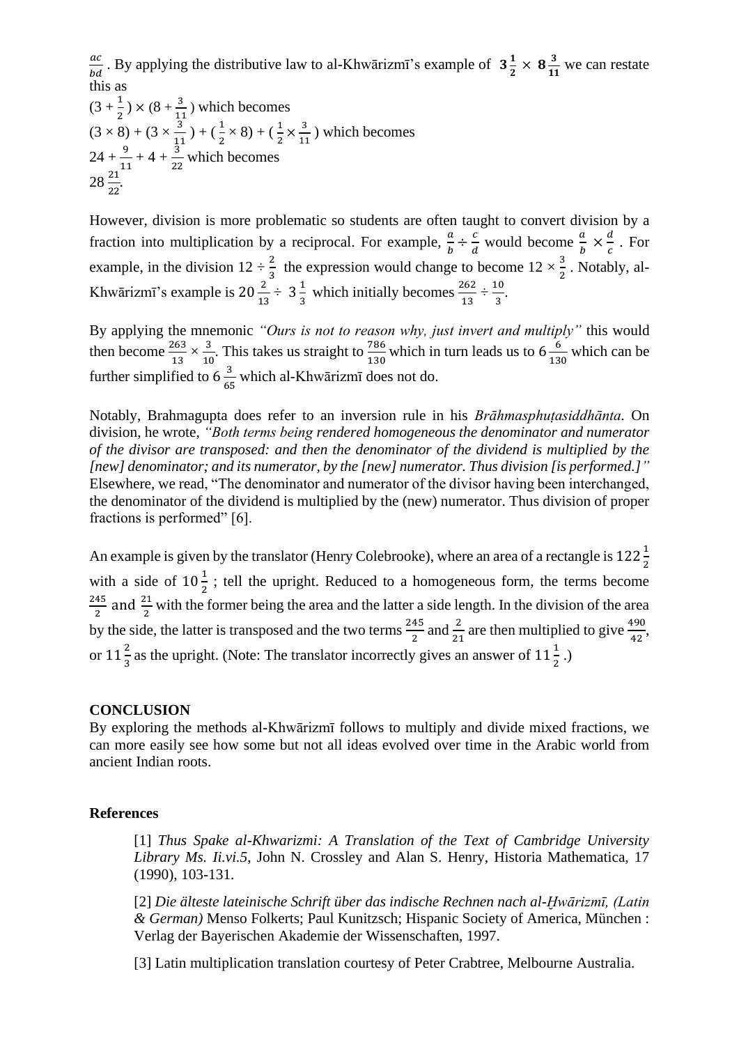$\frac{ac}{bd}$ . By applying the distributive law to al-Khwārizmī's example of $\mathbf{3\frac{1}{2} \times 8\frac{3}{11}}$ we can restate this as

$(3 + \frac{1}{2}) \times (8 + \frac{3}{11})$ which becomes

$(3 \times 8) + (3 \times \frac{3}{11}) + (\frac{1}{2} \times 8) + (\frac{1}{2} \times \frac{3}{11})$ which becomes

$24 + \frac{9}{11} + 4 + \frac{3}{22}$ which becomes

$28\frac{21}{22}$.

However, division is more problematic so students are often taught to convert division by a fraction into multiplication by a reciprocal. For example, $\frac{a}{b} \div \frac{c}{d}$ would become $\frac{a}{b} \times \frac{d}{c}$ . For example, in the division $12 \div \frac{2}{3}$ the expression would change to become $12 \times \frac{3}{2}$ . Notably, al-Khwārizmī's example is $20\frac{2}{13} \div 3\frac{1}{3}$ which initially becomes $\frac{262}{13} \div \frac{10}{3}$.

By applying the mnemonic *"Ours is not to reason why, just invert and multiply"* this would then become $\frac{263}{13} \times \frac{3}{10}$. This takes us straight to $\frac{786}{130}$ which in turn leads us to $6\frac{6}{130}$ which can be further simplified to $6\frac{3}{65}$ which al-Khwārizmī does not do.

Notably, Brahmagupta does refer to an inversion rule in his *Brāhmasphuṭasiddhānta.* On division, he wrote, *"Both terms being rendered homogeneous the denominator and numerator of the divisor are transposed: and then the denominator of the dividend is multiplied by the [new] denominator; and its numerator, by the [new] numerator. Thus division [is performed.]"* Elsewhere, we read, "The denominator and numerator of the divisor having been interchanged, the denominator of the dividend is multiplied by the (new) numerator. Thus division of proper fractions is performed" [6].

An example is given by the translator (Henry Colebrooke), where an area of a rectangle is $122\frac{1}{2}$ with a side of $10\frac{1}{2}$ ; tell the upright. Reduced to a homogeneous form, the terms become $\frac{245}{2}$ and $\frac{21}{2}$ with the former being the area and the latter a side length. In the division of the area by the side, the latter is transposed and the two terms $\frac{245}{2}$ and $\frac{2}{21}$ are then multiplied to give $\frac{490}{42}$, or $11\frac{2}{3}$ as the upright. (Note: The translator incorrectly gives an answer of $11\frac{1}{2}$ .)

## CONCLUSION

By exploring the methods al-Khwārizmī follows to multiply and divide mixed fractions, we can more easily see how some but not all ideas evolved over time in the Arabic world from ancient Indian roots.

## References

[1] *Thus Spake al-Khwarizmi: A Translation of the Text of Cambridge University Library Ms. Ii.vi.5*, John N. Crossley and Alan S. Henry, Historia Mathematica, 17 (1990), 103-131.

[2] *Die älteste lateinische Schrift über das indische Rechnen nach al-Ḫwārizmī, (Latin & German)* Menso Folkerts; Paul Kunitzsch; Hispanic Society of America, München : Verlag der Bayerischen Akademie der Wissenschaften, 1997.

[3] Latin multiplication translation courtesy of Peter Crabtree, Melbourne Australia.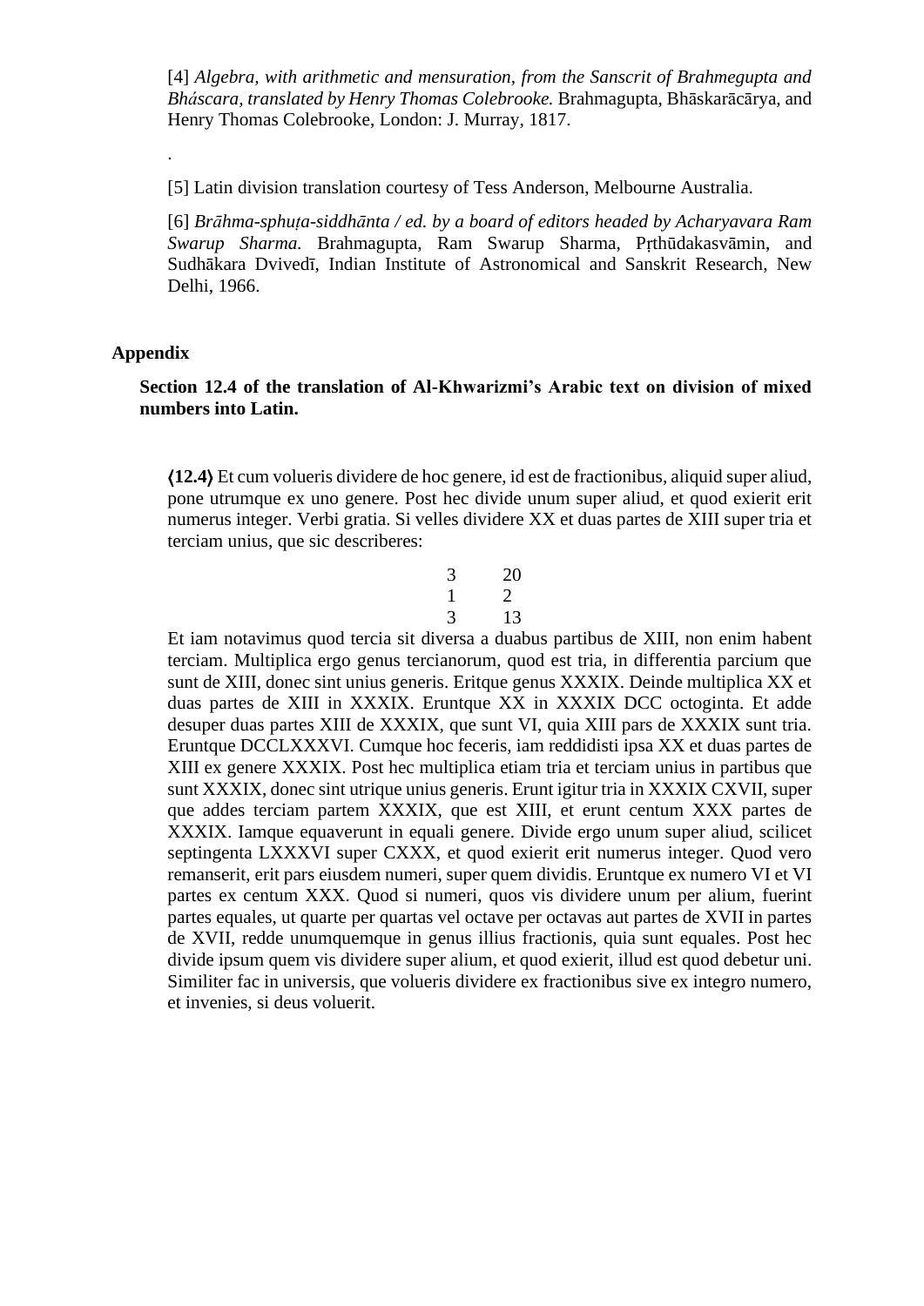[4] *Algebra, with arithmetic and mensuration, from the Sanscrit of Brahmegupta and Bháscara, translated by Henry Thomas Colebrooke.* Brahmagupta, Bhāskarācārya, and Henry Thomas Colebrooke, London: J. Murray, 1817.

.

[5] Latin division translation courtesy of Tess Anderson, Melbourne Australia.

[6] *Brāhma-sphuṭa-siddhānta / ed. by a board of editors headed by Acharyavara Ram Swarup Sharma.* Brahmagupta, Ram Swarup Sharma, Pṛthūdakasvāmin, and Sudhākara Dvivedī, Indian Institute of Astronomical and Sanskrit Research, New Delhi, 1966.

## Appendix

**Section 12.4 of the translation of Al-Khwarizmi's Arabic text on division of mixed numbers into Latin.**

**⟨12.4⟩** Et cum volueris dividere de hoc genere, id est de fractionibus, aliquid super aliud, pone utrumque ex uno genere. Post hec divide unum super aliud, et quod exierit erit numerus integer. Verbi gratia. Si velles dividere XX et duas partes de XIII super tria et terciam unius, que sic describeres:

| | |
|---|---|
| 3 | 20 |
| 1 | 2 |
| 3 | 13 |

Et iam notavimus quod tercia sit diversa a duabus partibus de XIII, non enim habent terciam. Multiplica ergo genus tercianorum, quod est tria, in differentia parcium que sunt de XIII, donec sint unius generis. Eritque genus XXXIX. Deinde multiplica XX et duas partes de XIII in XXXIX. Eruntque XX in XXXIX DCC octoginta. Et adde desuper duas partes XIII de XXXIX, que sunt VI, quia XIII pars de XXXIX sunt tria. Eruntque DCCLXXXVI. Cumque hoc feceris, iam reddidisti ipsa XX et duas partes de XIII ex genere XXXIX. Post hec multiplica etiam tria et terciam unius in partibus que sunt XXXIX, donec sint utrique unius generis. Erunt igitur tria in XXXIX CXVII, super que addes terciam partem XXXIX, que est XIII, et erunt centum XXX partes de XXXIX. Iamque equaverunt in equali genere. Divide ergo unum super aliud, scilicet septingenta LXXXVI super CXXX, et quod exierit erit numerus integer. Quod vero remanserit, erit pars eiusdem numeri, super quem dividis. Eruntque ex numero VI et VI partes ex centum XXX. Quod si numeri, quos vis dividere unum per alium, fuerint partes equales, ut quarte per quartas vel octave per octavas aut partes de XVII in partes de XVII, redde unumquemque in genus illius fractionis, quia sunt equales. Post hec divide ipsum quem vis dividere super alium, et quod exierit, illud est quod debetur uni. Similiter fac in universis, que volueris dividere ex fractionibus sive ex integro numero, et invenies, si deus voluerit.